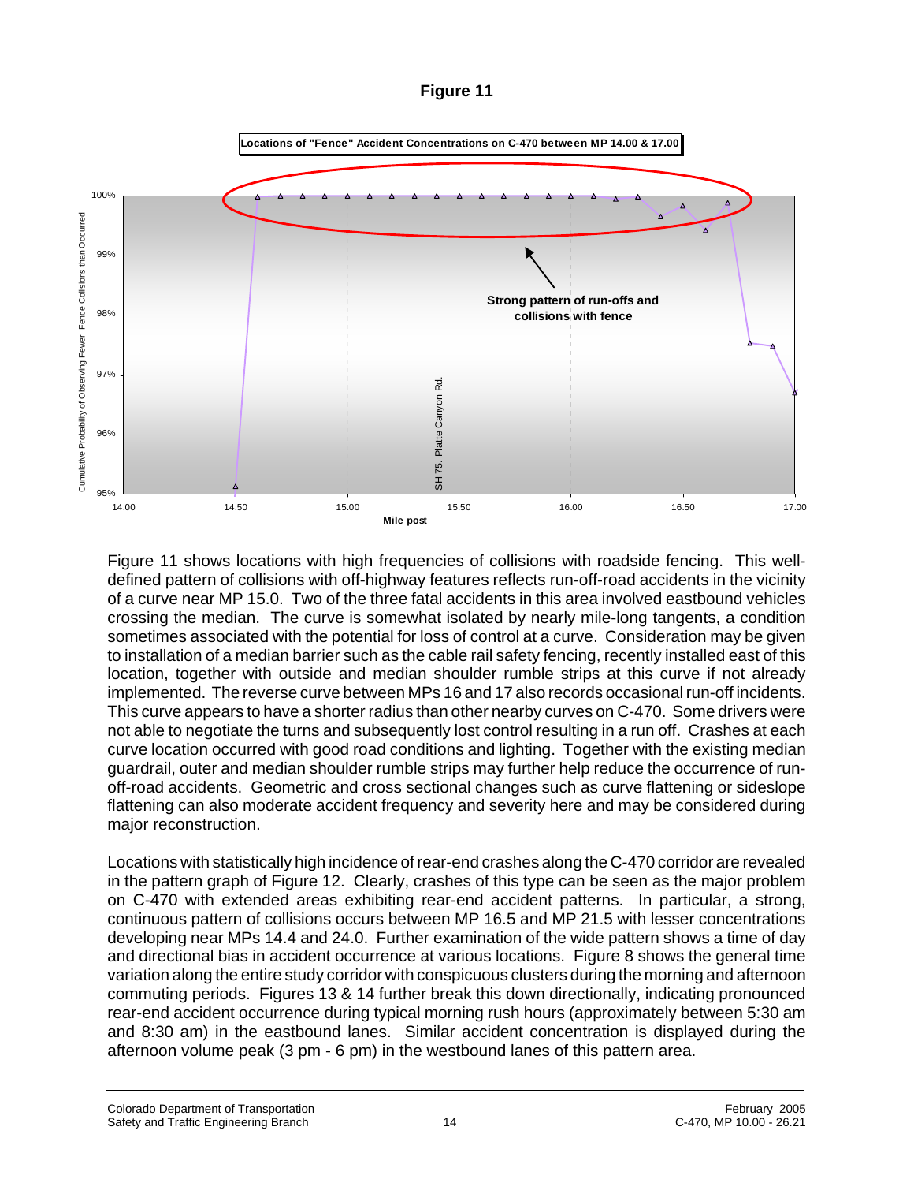**Figure 11**

Figure 11 shows locations with high frequencies of collisions with roadside fencing. This well-defined pattern of collisions with off-highway features reflects run-off-road accidents in the vicinity of a curve near MP 15.0. Two of the three fatal accidents in this area involved eastbound vehicles crossing the median. The curve is somewhat isolated by nearly mile-long tangents, a condition sometimes associated with the potential for loss of control at a curve. Consideration may be given to installation of a median barrier such as the cable rail safety fencing, recently installed east of this location, together with outside and median shoulder rumble strips at this curve if not already implemented. The reverse curve between MPs 16 and 17 also records occasional run-off incidents. This curve appears to have a shorter radius than other nearby curves on C-470. Some drivers were not able to negotiate the turns and subsequently lost control resulting in a run off. Crashes at each curve location occurred with good road conditions and lighting. Together with the existing median guardrail, outer and median shoulder rumble strips may further help reduce the occurrence of run-off-road accidents. Geometric and cross sectional changes such as curve flattening or sideslope flattening can also moderate accident frequency and severity here and may be considered during major reconstruction.

Locations with statistically high incidence of rear-end crashes along the C-470 corridor are revealed in the pattern graph of Figure 12. Clearly, crashes of this type can be seen as the major problem on C-470 with extended areas exhibiting rear-end accident patterns. In particular, a strong, continuous pattern of collisions occurs between MP 16.5 and MP 21.5 with lesser concentrations developing near MPs 14.4 and 24.0. Further examination of the wide pattern shows a time of day and directional bias in accident occurrence at various locations. Figure 8 shows the general time variation along the entire study corridor with conspicuous clusters during the morning and afternoon commuting periods. Figures 13 & 14 further break this down directionally, indicating pronounced rear-end accident occurrence during typical morning rush hours (approximately between 5:30 am and 8:30 am) in the eastbound lanes. Similar accident concentration is displayed during the afternoon volume peak (3 pm - 6 pm) in the westbound lanes of this pattern area.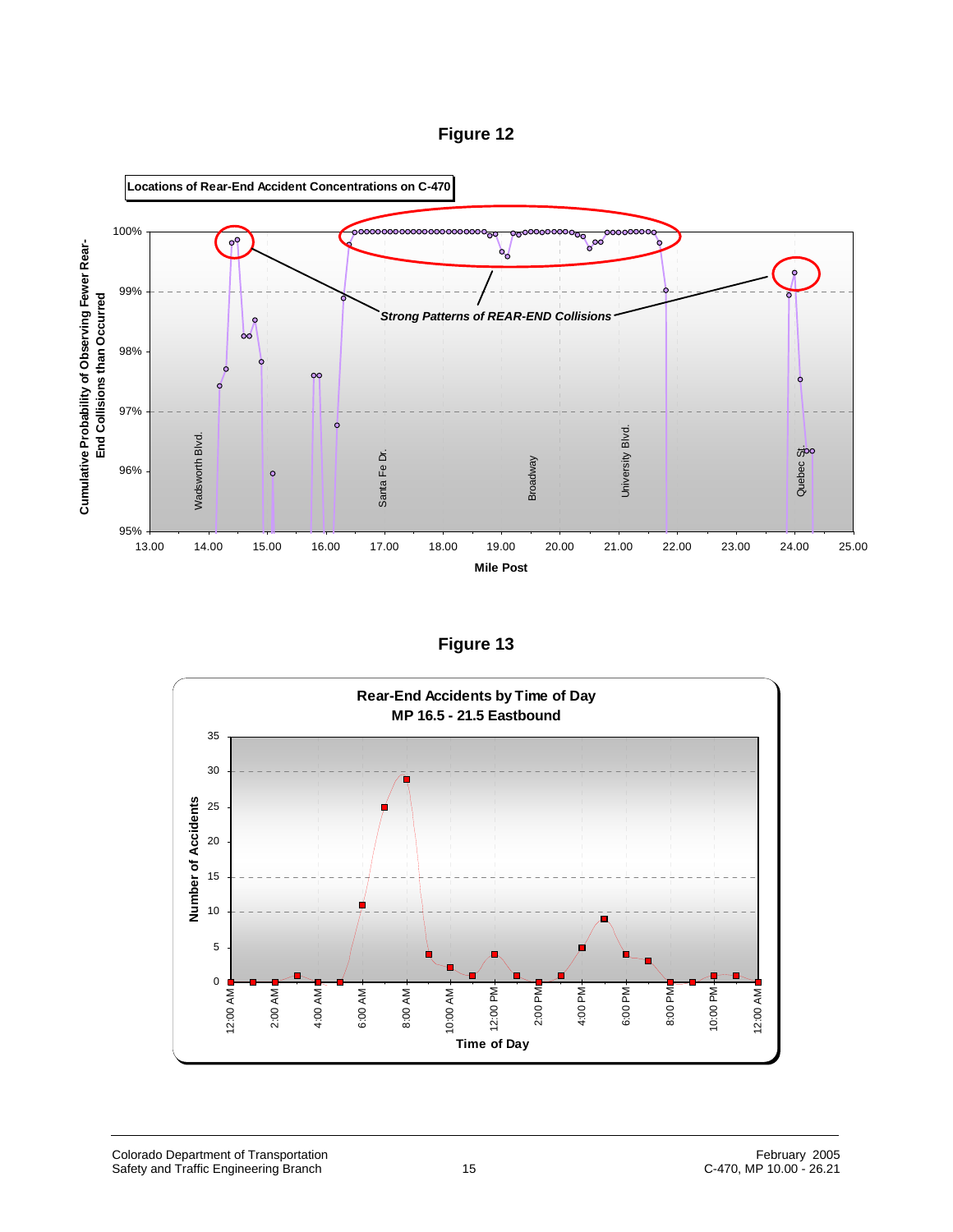# Figure 12

**Locations of Rear-End Accident Concentrations on C-470**

*Strong Patterns of REAR-END Collisions*

Cumulative Probability of Observing Fewer Rear-End Collisions than Occurred

Mile Post

Wadsworth Blvd. | Santa Fe Dr. | Broadway | University Blvd. | Quebec St.

# Figure 13

**Rear-End Accidents by Time of Day**
**MP 16.5 - 21.5 Eastbound**

Number of Accidents

Time of Day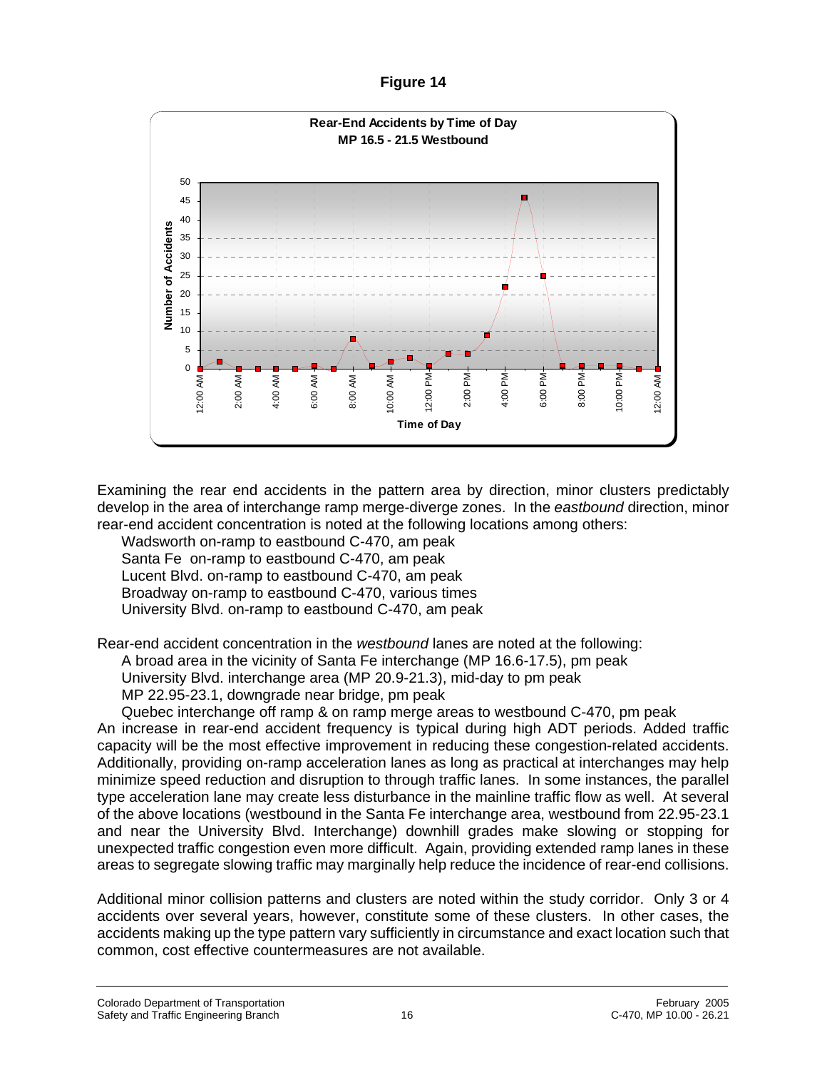**Figure 14**

Examining the rear end accidents in the pattern area by direction, minor clusters predictably develop in the area of interchange ramp merge-diverge zones. In the *eastbound* direction, minor rear-end accident concentration is noted at the following locations among others:

- Wadsworth on-ramp to eastbound C-470, am peak
- Santa Fe on-ramp to eastbound C-470, am peak
- Lucent Blvd. on-ramp to eastbound C-470, am peak
- Broadway on-ramp to eastbound C-470, various times
- University Blvd. on-ramp to eastbound C-470, am peak

Rear-end accident concentration in the *westbound* lanes are noted at the following:

- A broad area in the vicinity of Santa Fe interchange (MP 16.6-17.5), pm peak
- University Blvd. interchange area (MP 20.9-21.3), mid-day to pm peak
- MP 22.95-23.1, downgrade near bridge, pm peak
- Quebec interchange off ramp & on ramp merge areas to westbound C-470, pm peak

An increase in rear-end accident frequency is typical during high ADT periods. Added traffic capacity will be the most effective improvement in reducing these congestion-related accidents. Additionally, providing on-ramp acceleration lanes as long as practical at interchanges may help minimize speed reduction and disruption to through traffic lanes. In some instances, the parallel type acceleration lane may create less disturbance in the mainline traffic flow as well. At several of the above locations (westbound in the Santa Fe interchange area, westbound from 22.95-23.1 and near the University Blvd. Interchange) downhill grades make slowing or stopping for unexpected traffic congestion even more difficult. Again, providing extended ramp lanes in these areas to segregate slowing traffic may marginally help reduce the incidence of rear-end collisions.

Additional minor collision patterns and clusters are noted within the study corridor. Only 3 or 4 accidents over several years, however, constitute some of these clusters. In other cases, the accidents making up the type pattern vary sufficiently in circumstance and exact location such that common, cost effective countermeasures are not available.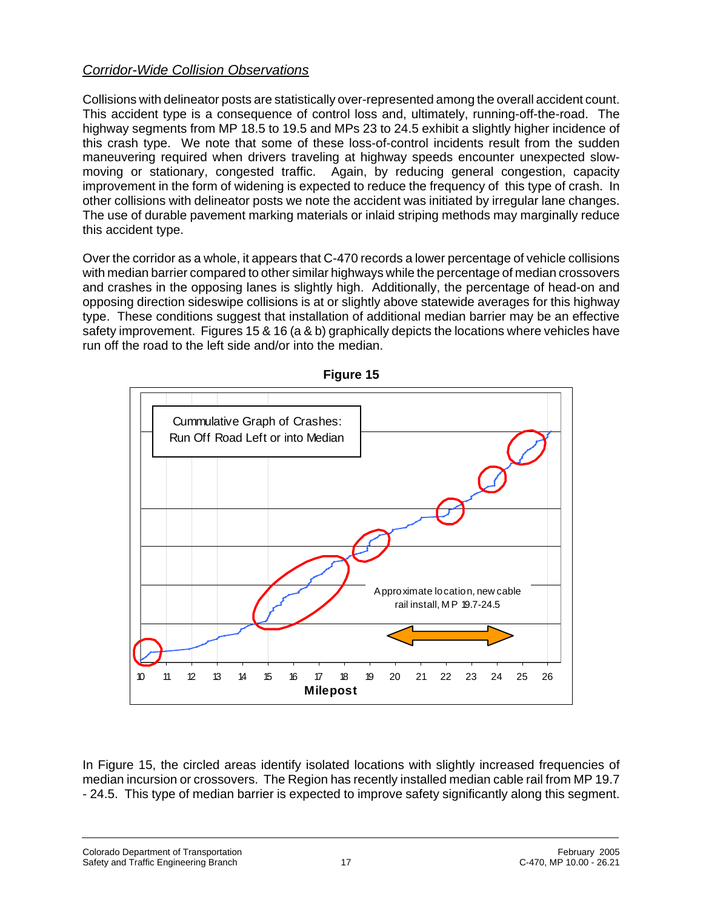*Corridor-Wide Collision Observations*

Collisions with delineator posts are statistically over-represented among the overall accident count. This accident type is a consequence of control loss and, ultimately, running-off-the-road. The highway segments from MP 18.5 to 19.5 and MPs 23 to 24.5 exhibit a slightly higher incidence of this crash type. We note that some of these loss-of-control incidents result from the sudden maneuvering required when drivers traveling at highway speeds encounter unexpected slow-moving or stationary, congested traffic. Again, by reducing general congestion, capacity improvement in the form of widening is expected to reduce the frequency of this type of crash. In other collisions with delineator posts we note the accident was initiated by irregular lane changes. The use of durable pavement marking materials or inlaid striping methods may marginally reduce this accident type.

Over the corridor as a whole, it appears that C-470 records a lower percentage of vehicle collisions with median barrier compared to other similar highways while the percentage of median crossovers and crashes in the opposing lanes is slightly high. Additionally, the percentage of head-on and opposing direction sideswipe collisions is at or slightly above statewide averages for this highway type. These conditions suggest that installation of additional median barrier may be an effective safety improvement. Figures 15 & 16 (a & b) graphically depicts the locations where vehicles have run off the road to the left side and/or into the median.

**Figure 15**

Cummulative Graph of Crashes: Run Off Road Left or into Median

Approximate location, new cable rail install, MP 19.7-24.5

Milepost: 10 11 12 13 14 15 16 17 18 19 20 21 22 23 24 25 26

In Figure 15, the circled areas identify isolated locations with slightly increased frequencies of median incursion or crossovers. The Region has recently installed median cable rail from MP 19.7 - 24.5. This type of median barrier is expected to improve safety significantly along this segment.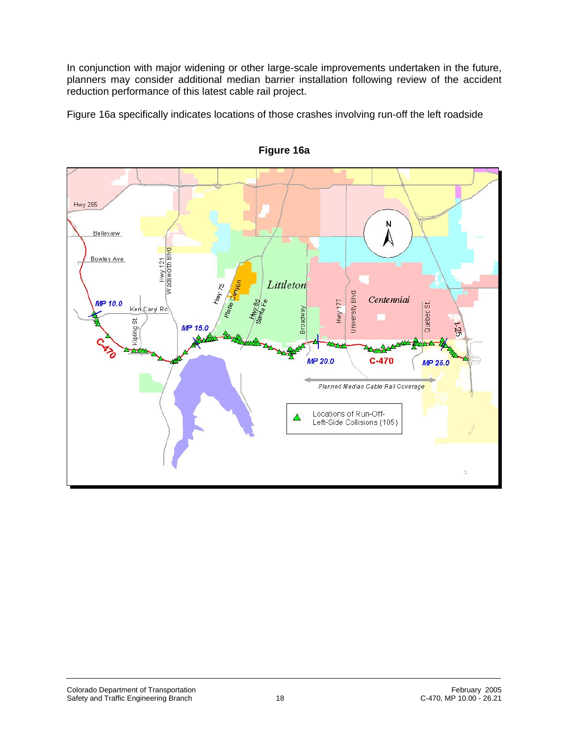In conjunction with major widening or other large-scale improvements undertaken in the future, planners may consider additional median barrier installation following review of the accident reduction performance of this latest cable rail project.

Figure 16a specifically indicates locations of those crashes involving run-off the left roadside

**Figure 16a**

Hwy 285

Belleview

Bowles Ave.

Hwy 121 Wadsworth Blvd.

Hwy 75

Platte Canyon

Hwy 85 Santa Fe

Littleton

Broadway

Hwy 177

University Blvd.

Centennial

Quebec St.

I-25

MP 10.0

Ken Caryl Rd.

Kipling St.

MP 15.0

C-470

MP 20.0

C-470

MP 25.0

Planned Median Cable Rail Coverage

Locations of Run-Off-Left-Side Collisions (105)

N